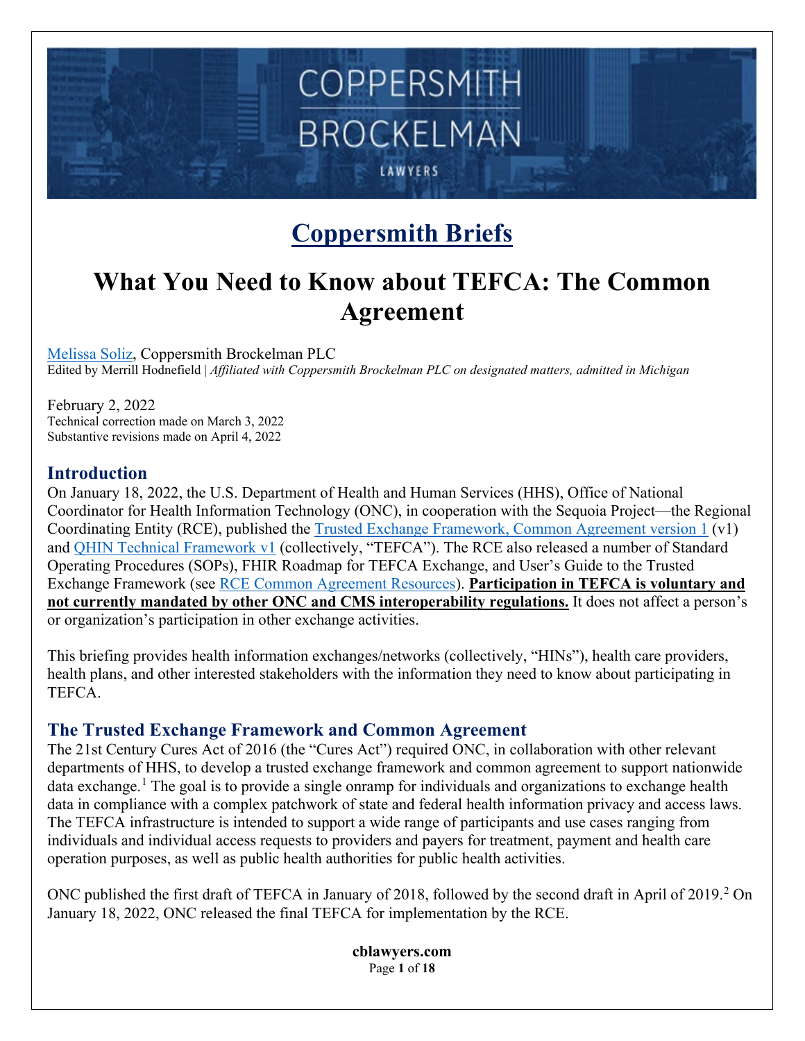# Coppersmith Briefs

## What You Need to Know about TEFCA: The Common Agreement

Melissa Soliz, Coppersmith Brockelman PLC
Edited by Merrill Hodnefield | *Affiliated with Coppersmith Brockelman PLC on designated matters, admitted in Michigan*

February 2, 2022
Technical correction made on March 3, 2022
Substantive revisions made on April 4, 2022

### Introduction

On January 18, 2022, the U.S. Department of Health and Human Services (HHS), Office of National Coordinator for Health Information Technology (ONC), in cooperation with the Sequoia Project—the Regional Coordinating Entity (RCE), published the Trusted Exchange Framework, Common Agreement version 1 (v1) and QHIN Technical Framework v1 (collectively, "TEFCA"). The RCE also released a number of Standard Operating Procedures (SOPs), FHIR Roadmap for TEFCA Exchange, and User's Guide to the Trusted Exchange Framework (see RCE Common Agreement Resources). **Participation in TEFCA is voluntary and not currently mandated by other ONC and CMS interoperability regulations.** It does not affect a person's or organization's participation in other exchange activities.

This briefing provides health information exchanges/networks (collectively, "HINs"), health care providers, health plans, and other interested stakeholders with the information they need to know about participating in TEFCA.

### The Trusted Exchange Framework and Common Agreement

The 21st Century Cures Act of 2016 (the "Cures Act") required ONC, in collaboration with other relevant departments of HHS, to develop a trusted exchange framework and common agreement to support nationwide data exchange.[1] The goal is to provide a single onramp for individuals and organizations to exchange health data in compliance with a complex patchwork of state and federal health information privacy and access laws. The TEFCA infrastructure is intended to support a wide range of participants and use cases ranging from individuals and individual access requests to providers and payers for treatment, payment and health care operation purposes, as well as public health authorities for public health activities.

ONC published the first draft of TEFCA in January of 2018, followed by the second draft in April of 2019.[2] On January 18, 2022, ONC released the final TEFCA for implementation by the RCE.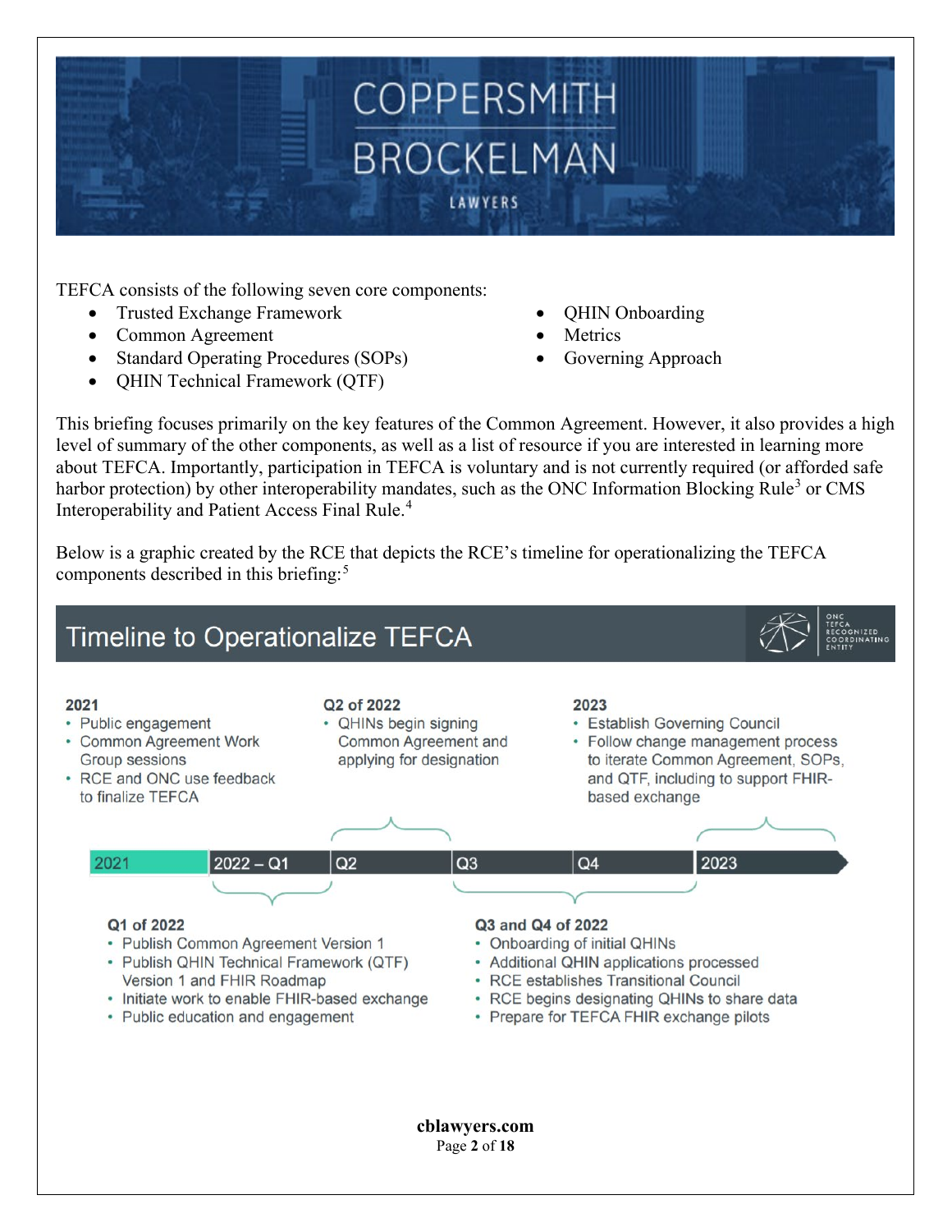TEFCA consists of the following seven core components:

- Trusted Exchange Framework
- Common Agreement
- Standard Operating Procedures (SOPs)
- QHIN Technical Framework (QTF)
- QHIN Onboarding
- Metrics
- Governing Approach

This briefing focuses primarily on the key features of the Common Agreement. However, it also provides a high level of summary of the other components, as well as a list of resource if you are interested in learning more about TEFCA. Importantly, participation in TEFCA is voluntary and is not currently required (or afforded safe harbor protection) by other interoperability mandates, such as the ONC Information Blocking Rule[3] or CMS Interoperability and Patient Access Final Rule.[4]

Below is a graphic created by the RCE that depicts the RCE's timeline for operationalizing the TEFCA components described in this briefing:[5]

Timeline to Operationalize TEFCA

ONC TEFCA RECOGNIZED COORDINATING ENTITY

2021
- Public engagement
- Common Agreement Work Group sessions
- RCE and ONC use feedback to finalize TEFCA

Q1 of 2022
- Publish Common Agreement Version 1
- Publish QHIN Technical Framework (QTF) Version 1 and FHIR Roadmap
- Initiate work to enable FHIR-based exchange
- Public education and engagement

Q2 of 2022
- QHINs begin signing Common Agreement and applying for designation

Q3 and Q4 of 2022
- Onboarding of initial QHINs
- Additional QHIN applications processed
- RCE establishes Transitional Council
- RCE begins designating QHINs to share data
- Prepare for TEFCA FHIR exchange pilots

2023
- Establish Governing Council
- Follow change management process to iterate Common Agreement, SOPs, and QTF, including to support FHIR-based exchange

2021 | 2022 – Q1 | Q2 | Q3 | Q4 | 2023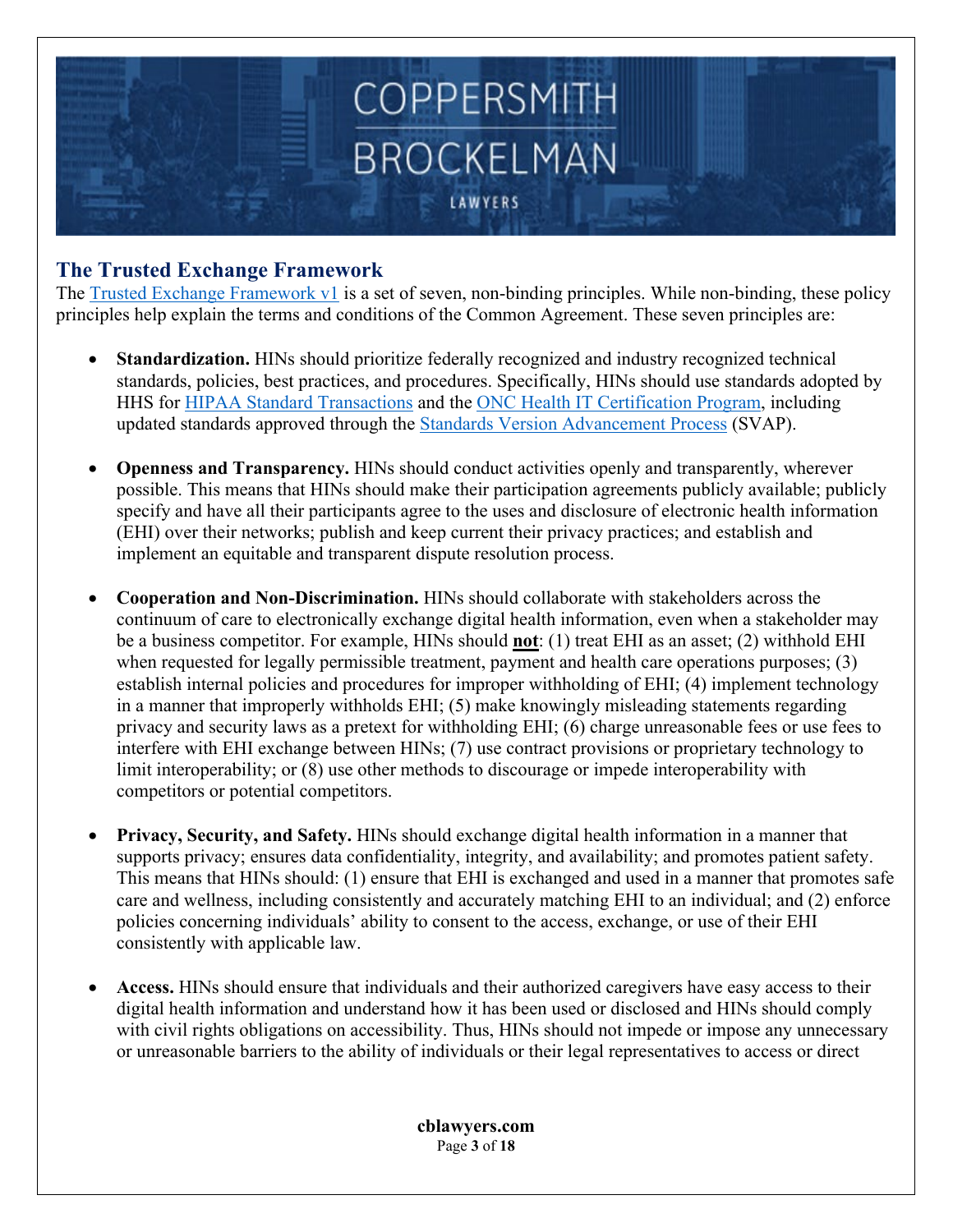## The Trusted Exchange Framework

The Trusted Exchange Framework v1 is a set of seven, non-binding principles. While non-binding, these policy principles help explain the terms and conditions of the Common Agreement. These seven principles are:

- **Standardization.** HINs should prioritize federally recognized and industry recognized technical standards, policies, best practices, and procedures. Specifically, HINs should use standards adopted by HHS for HIPAA Standard Transactions and the ONC Health IT Certification Program, including updated standards approved through the Standards Version Advancement Process (SVAP).

- **Openness and Transparency.** HINs should conduct activities openly and transparently, wherever possible. This means that HINs should make their participation agreements publicly available; publicly specify and have all their participants agree to the uses and disclosure of electronic health information (EHI) over their networks; publish and keep current their privacy practices; and establish and implement an equitable and transparent dispute resolution process.

- **Cooperation and Non-Discrimination.** HINs should collaborate with stakeholders across the continuum of care to electronically exchange digital health information, even when a stakeholder may be a business competitor. For example, HINs should **not**: (1) treat EHI as an asset; (2) withhold EHI when requested for legally permissible treatment, payment and health care operations purposes; (3) establish internal policies and procedures for improper withholding of EHI; (4) implement technology in a manner that improperly withholds EHI; (5) make knowingly misleading statements regarding privacy and security laws as a pretext for withholding EHI; (6) charge unreasonable fees or use fees to interfere with EHI exchange between HINs; (7) use contract provisions or proprietary technology to limit interoperability; or (8) use other methods to discourage or impede interoperability with competitors or potential competitors.

- **Privacy, Security, and Safety.** HINs should exchange digital health information in a manner that supports privacy; ensures data confidentiality, integrity, and availability; and promotes patient safety. This means that HINs should: (1) ensure that EHI is exchanged and used in a manner that promotes safe care and wellness, including consistently and accurately matching EHI to an individual; and (2) enforce policies concerning individuals' ability to consent to the access, exchange, or use of their EHI consistently with applicable law.

- **Access.** HINs should ensure that individuals and their authorized caregivers have easy access to their digital health information and understand how it has been used or disclosed and HINs should comply with civil rights obligations on accessibility. Thus, HINs should not impede or impose any unnecessary or unreasonable barriers to the ability of individuals or their legal representatives to access or direct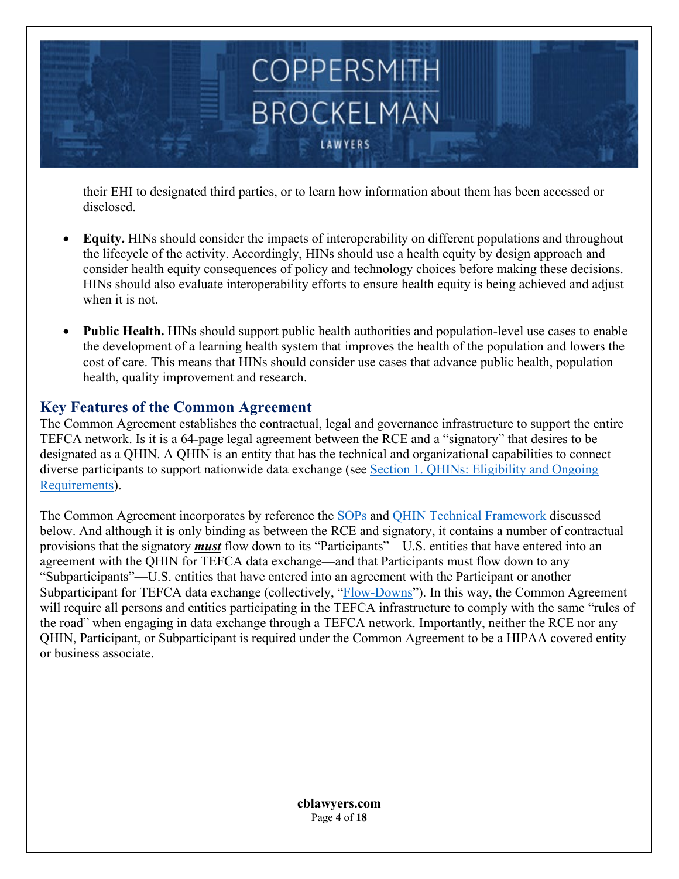their EHI to designated third parties, or to learn how information about them has been accessed or disclosed.

- **Equity.** HINs should consider the impacts of interoperability on different populations and throughout the lifecycle of the activity. Accordingly, HINs should use a health equity by design approach and consider health equity consequences of policy and technology choices before making these decisions. HINs should also evaluate interoperability efforts to ensure health equity is being achieved and adjust when it is not.

- **Public Health.** HINs should support public health authorities and population-level use cases to enable the development of a learning health system that improves the health of the population and lowers the cost of care. This means that HINs should consider use cases that advance public health, population health, quality improvement and research.

## Key Features of the Common Agreement

The Common Agreement establishes the contractual, legal and governance infrastructure to support the entire TEFCA network. Is it is a 64-page legal agreement between the RCE and a "signatory" that desires to be designated as a QHIN. A QHIN is an entity that has the technical and organizational capabilities to connect diverse participants to support nationwide data exchange (see Section 1. QHINs: Eligibility and Ongoing Requirements).

The Common Agreement incorporates by reference the SOPs and QHIN Technical Framework discussed below. And although it is only binding as between the RCE and signatory, it contains a number of contractual provisions that the signatory ***must*** flow down to its "Participants"—U.S. entities that have entered into an agreement with the QHIN for TEFCA data exchange—and that Participants must flow down to any "Subparticipants"—U.S. entities that have entered into an agreement with the Participant or another Subparticipant for TEFCA data exchange (collectively, "Flow-Downs"). In this way, the Common Agreement will require all persons and entities participating in the TEFCA infrastructure to comply with the same "rules of the road" when engaging in data exchange through a TEFCA network. Importantly, neither the RCE nor any QHIN, Participant, or Subparticipant is required under the Common Agreement to be a HIPAA covered entity or business associate.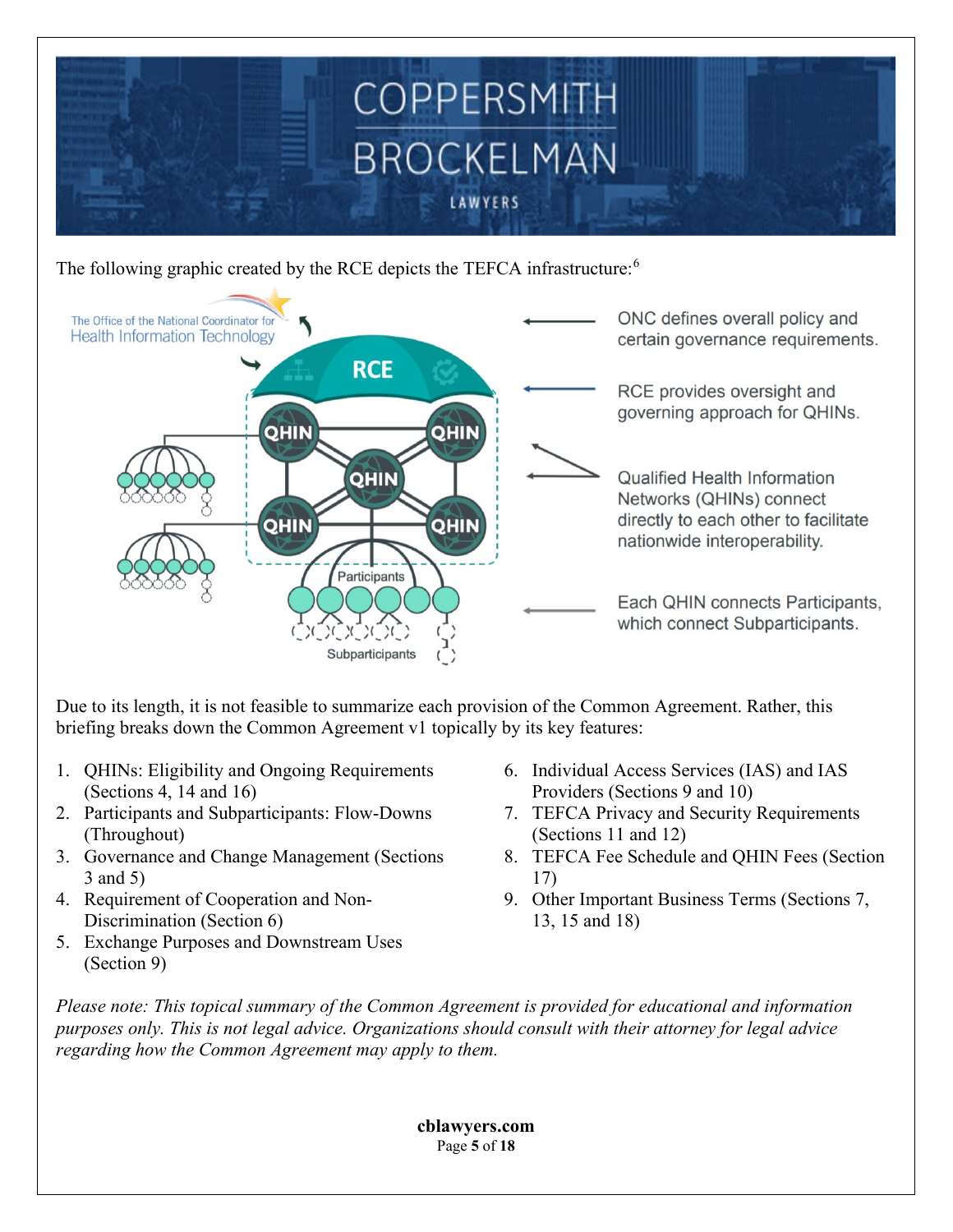The following graphic created by the RCE depicts the TEFCA infrastructure:[6]

The Office of the National Coordinator for Health Information Technology

RCE

QHIN

Participants

Subparticipants

ONC defines overall policy and certain governance requirements.

RCE provides oversight and governing approach for QHINs.

Qualified Health Information Networks (QHINs) connect directly to each other to facilitate nationwide interoperability.

Each QHIN connects Participants, which connect Subparticipants.

Due to its length, it is not feasible to summarize each provision of the Common Agreement. Rather, this briefing breaks down the Common Agreement v1 topically by its key features:

1. QHINs: Eligibility and Ongoing Requirements (Sections 4, 14 and 16)
2. Participants and Subparticipants: Flow-Downs (Throughout)
3. Governance and Change Management (Sections 3 and 5)
4. Requirement of Cooperation and Non-Discrimination (Section 6)
5. Exchange Purposes and Downstream Uses (Section 9)
6. Individual Access Services (IAS) and IAS Providers (Sections 9 and 10)
7. TEFCA Privacy and Security Requirements (Sections 11 and 12)
8. TEFCA Fee Schedule and QHIN Fees (Section 17)
9. Other Important Business Terms (Sections 7, 13, 15 and 18)

*Please note: This topical summary of the Common Agreement is provided for educational and information purposes only. This is not legal advice. Organizations should consult with their attorney for legal advice regarding how the Common Agreement may apply to them.*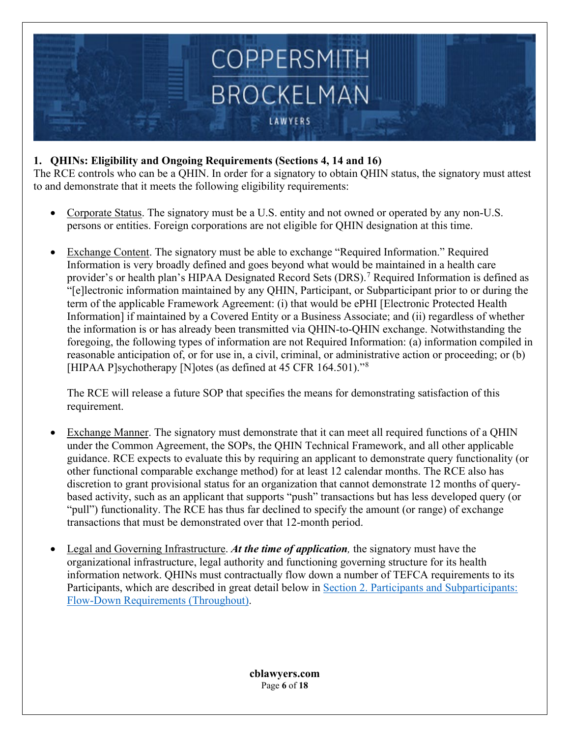**1. QHINs: Eligibility and Ongoing Requirements (Sections 4, 14 and 16)**

The RCE controls who can be a QHIN. In order for a signatory to obtain QHIN status, the signatory must attest to and demonstrate that it meets the following eligibility requirements:

- Corporate Status. The signatory must be a U.S. entity and not owned or operated by any non-U.S. persons or entities. Foreign corporations are not eligible for QHIN designation at this time.

- Exchange Content. The signatory must be able to exchange "Required Information." Required Information is very broadly defined and goes beyond what would be maintained in a health care provider's or health plan's HIPAA Designated Record Sets (DRS).[7] Required Information is defined as "[e]lectronic information maintained by any QHIN, Participant, or Subparticipant prior to or during the term of the applicable Framework Agreement: (i) that would be ePHI [Electronic Protected Health Information] if maintained by a Covered Entity or a Business Associate; and (ii) regardless of whether the information is or has already been transmitted via QHIN-to-QHIN exchange. Notwithstanding the foregoing, the following types of information are not Required Information: (a) information compiled in reasonable anticipation of, or for use in, a civil, criminal, or administrative action or proceeding; or (b) [HIPAA P]sychotherapy [N]otes (as defined at 45 CFR 164.501)."[8]

  The RCE will release a future SOP that specifies the means for demonstrating satisfaction of this requirement.

- Exchange Manner. The signatory must demonstrate that it can meet all required functions of a QHIN under the Common Agreement, the SOPs, the QHIN Technical Framework, and all other applicable guidance. RCE expects to evaluate this by requiring an applicant to demonstrate query functionality (or other functional comparable exchange method) for at least 12 calendar months. The RCE also has discretion to grant provisional status for an organization that cannot demonstrate 12 months of query-based activity, such as an applicant that supports "push" transactions but has less developed query (or "pull") functionality. The RCE has thus far declined to specify the amount (or range) of exchange transactions that must be demonstrated over that 12-month period.

- Legal and Governing Infrastructure. ***At the time of application,*** the signatory must have the organizational infrastructure, legal authority and functioning governing structure for its health information network. QHINs must contractually flow down a number of TEFCA requirements to its Participants, which are described in great detail below in Section 2. Participants and Subparticipants: Flow-Down Requirements (Throughout).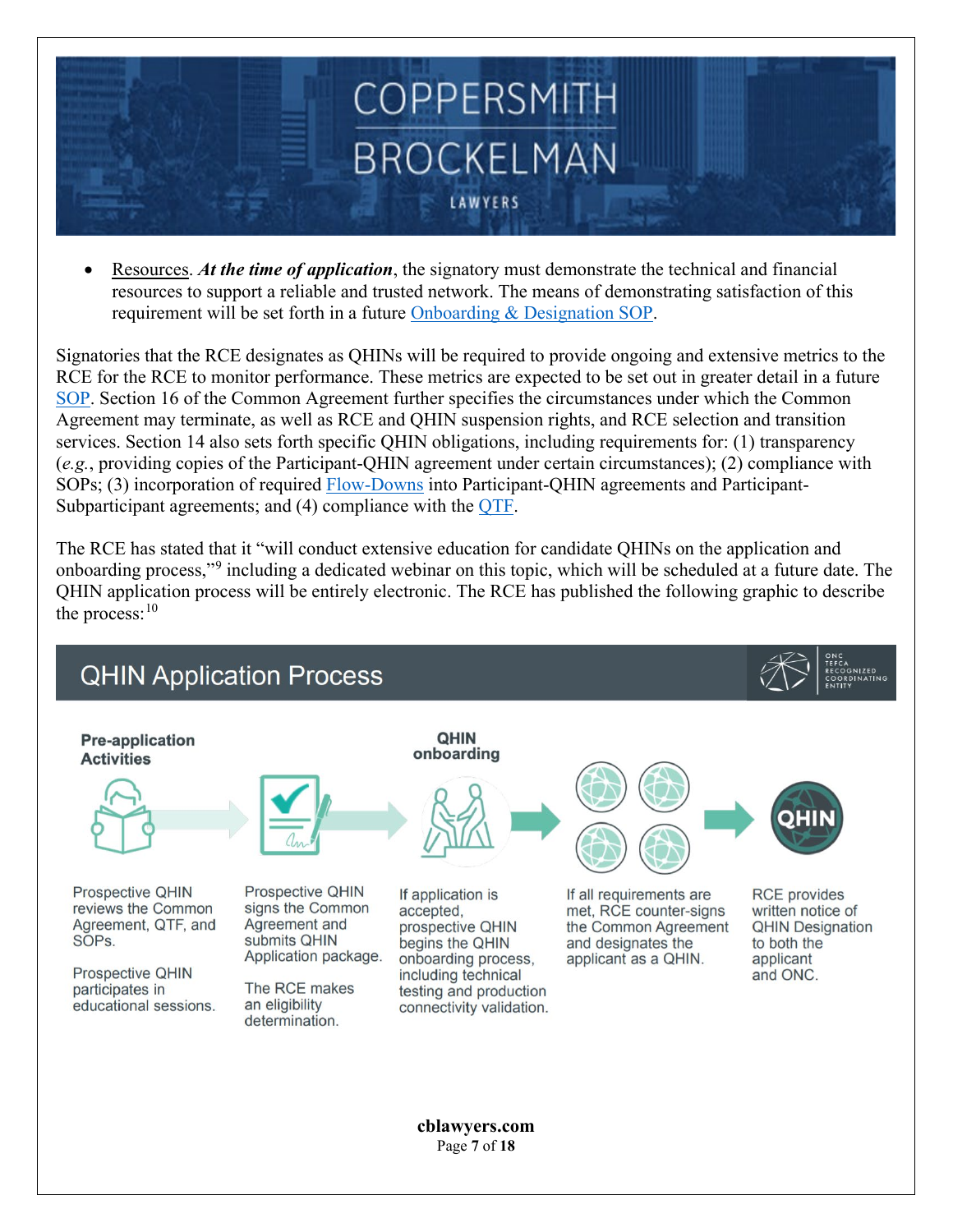- Resources. ***At the time of application***, the signatory must demonstrate the technical and financial resources to support a reliable and trusted network. The means of demonstrating satisfaction of this requirement will be set forth in a future Onboarding & Designation SOP.

Signatories that the RCE designates as QHINs will be required to provide ongoing and extensive metrics to the RCE for the RCE to monitor performance. These metrics are expected to be set out in greater detail in a future SOP. Section 16 of the Common Agreement further specifies the circumstances under which the Common Agreement may terminate, as well as RCE and QHIN suspension rights, and RCE selection and transition services. Section 14 also sets forth specific QHIN obligations, including requirements for: (1) transparency (*e.g.*, providing copies of the Participant-QHIN agreement under certain circumstances); (2) compliance with SOPs; (3) incorporation of required Flow-Downs into Participant-QHIN agreements and Participant-Subparticipant agreements; and (4) compliance with the QTF.

The RCE has stated that it "will conduct extensive education for candidate QHINs on the application and onboarding process,"[9] including a dedicated webinar on this topic, which will be scheduled at a future date. The QHIN application process will be entirely electronic. The RCE has published the following graphic to describe the process:[10]

QHIN Application Process

ONC TEFCA RECOGNIZED COORDINATING ENTITY

Pre-application Activities

Prospective QHIN reviews the Common Agreement, QTF, and SOPs.

Prospective QHIN participates in educational sessions.

Prospective QHIN signs the Common Agreement and submits QHIN Application package.

The RCE makes an eligibility determination.

QHIN onboarding

If application is accepted, prospective QHIN begins the QHIN onboarding process, including technical testing and production connectivity validation.

If all requirements are met, RCE counter-signs the Common Agreement and designates the applicant as a QHIN.

QHIN

RCE provides written notice of QHIN Designation to both the applicant and ONC.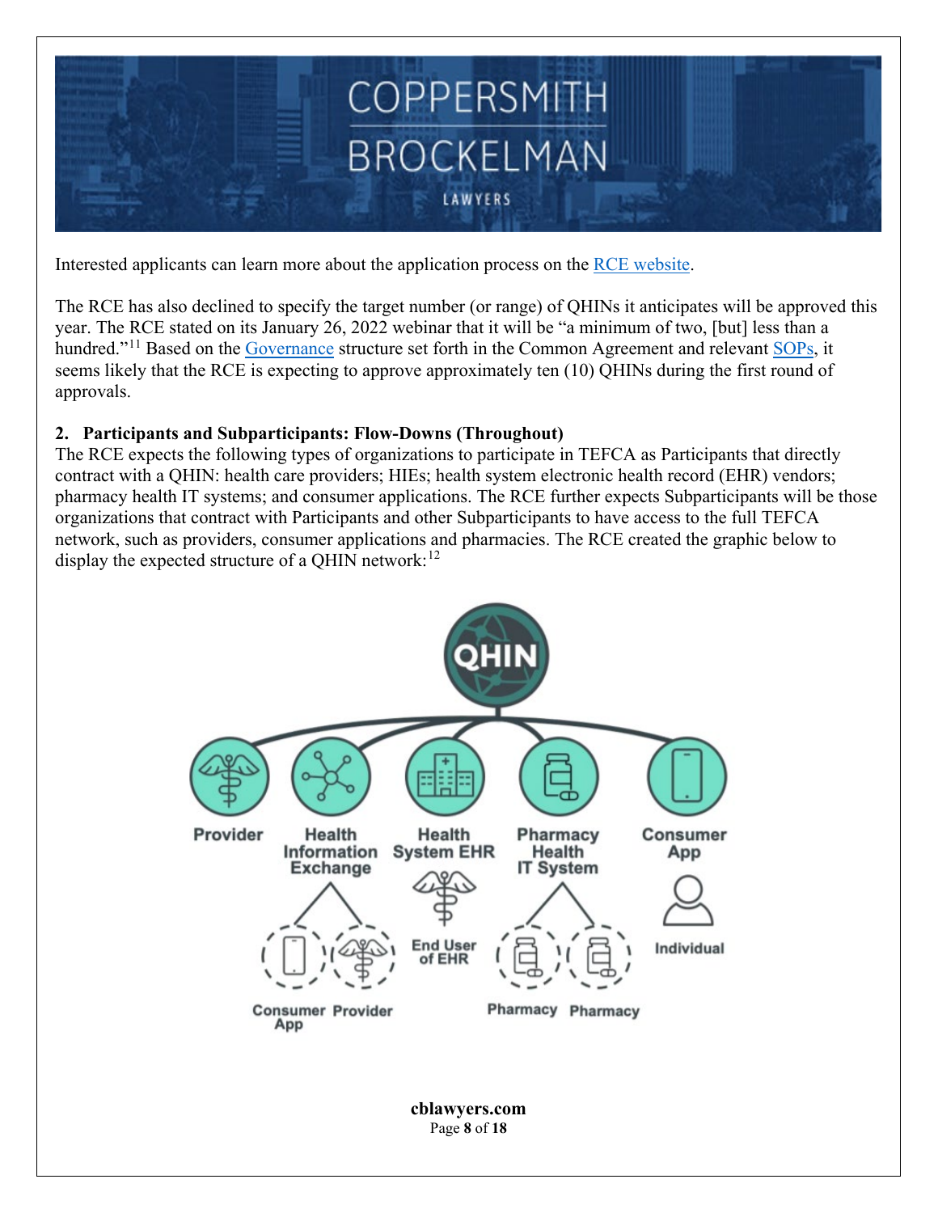Interested applicants can learn more about the application process on the RCE website.

The RCE has also declined to specify the target number (or range) of QHINs it anticipates will be approved this year. The RCE stated on its January 26, 2022 webinar that it will be "a minimum of two, [but] less than a hundred."[11] Based on the Governance structure set forth in the Common Agreement and relevant SOPs, it seems likely that the RCE is expecting to approve approximately ten (10) QHINs during the first round of approvals.

**2. Participants and Subparticipants: Flow-Downs (Throughout)**

The RCE expects the following types of organizations to participate in TEFCA as Participants that directly contract with a QHIN: health care providers; HIEs; health system electronic health record (EHR) vendors; pharmacy health IT systems; and consumer applications. The RCE further expects Subparticipants will be those organizations that contract with Participants and other Subparticipants to have access to the full TEFCA network, such as providers, consumer applications and pharmacies. The RCE created the graphic below to display the expected structure of a QHIN network:[12]

QHIN

Provider

Health Information Exchange

Health System EHR

Pharmacy Health IT System

Consumer App

Consumer App

Provider

End User of EHR

Pharmacy

Pharmacy

Individual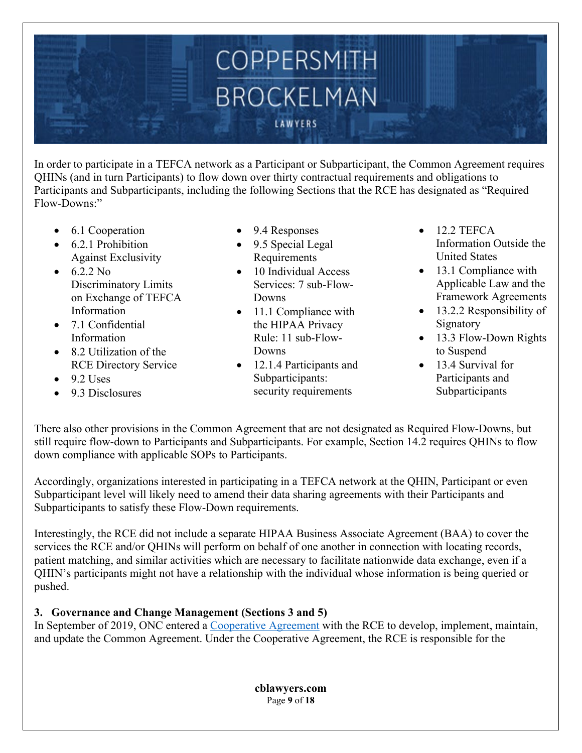In order to participate in a TEFCA network as a Participant or Subparticipant, the Common Agreement requires QHINs (and in turn Participants) to flow down over thirty contractual requirements and obligations to Participants and Subparticipants, including the following Sections that the RCE has designated as "Required Flow-Downs:"

- 6.1 Cooperation
- 6.2.1 Prohibition Against Exclusivity
- 6.2.2 No Discriminatory Limits on Exchange of TEFCA Information
- 7.1 Confidential Information
- 8.2 Utilization of the RCE Directory Service
- 9.2 Uses
- 9.3 Disclosures
- 9.4 Responses
- 9.5 Special Legal Requirements
- 10 Individual Access Services: 7 sub-Flow-Downs
- 11.1 Compliance with the HIPAA Privacy Rule: 11 sub-Flow-Downs
- 12.1.4 Participants and Subparticipants: security requirements
- 12.2 TEFCA Information Outside the United States
- 13.1 Compliance with Applicable Law and the Framework Agreements
- 13.2.2 Responsibility of Signatory
- 13.3 Flow-Down Rights to Suspend
- 13.4 Survival for Participants and Subparticipants

There also other provisions in the Common Agreement that are not designated as Required Flow-Downs, but still require flow-down to Participants and Subparticipants. For example, Section 14.2 requires QHINs to flow down compliance with applicable SOPs to Participants.

Accordingly, organizations interested in participating in a TEFCA network at the QHIN, Participant or even Subparticipant level will likely need to amend their data sharing agreements with their Participants and Subparticipants to satisfy these Flow-Down requirements.

Interestingly, the RCE did not include a separate HIPAA Business Associate Agreement (BAA) to cover the services the RCE and/or QHINs will perform on behalf of one another in connection with locating records, patient matching, and similar activities which are necessary to facilitate nationwide data exchange, even if a QHIN's participants might not have a relationship with the individual whose information is being queried or pushed.

### 3. Governance and Change Management (Sections 3 and 5)

In September of 2019, ONC entered a Cooperative Agreement with the RCE to develop, implement, maintain, and update the Common Agreement. Under the Cooperative Agreement, the RCE is responsible for the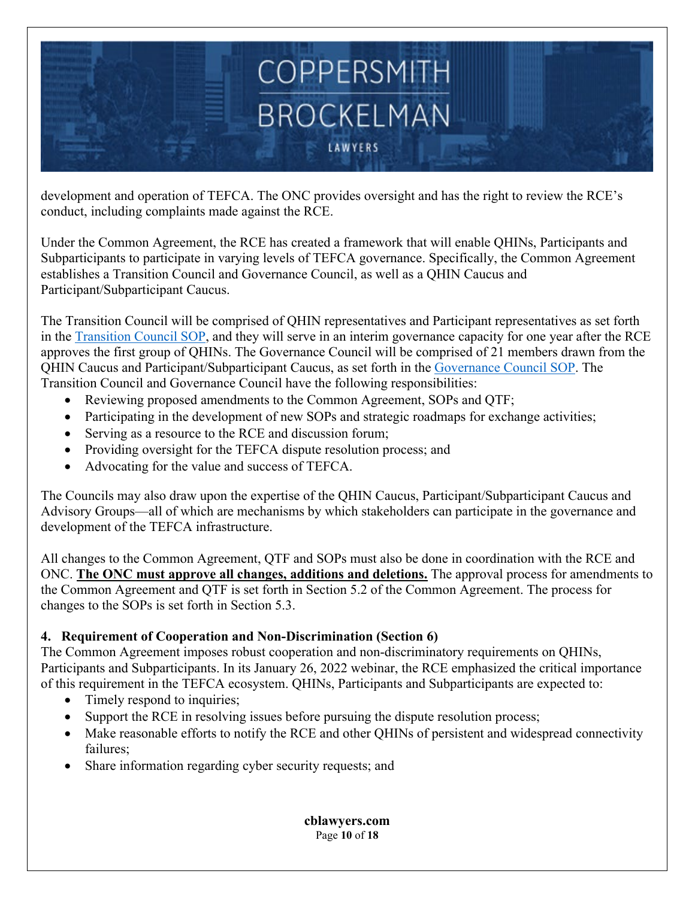development and operation of TEFCA. The ONC provides oversight and has the right to review the RCE's conduct, including complaints made against the RCE.

Under the Common Agreement, the RCE has created a framework that will enable QHINs, Participants and Subparticipants to participate in varying levels of TEFCA governance. Specifically, the Common Agreement establishes a Transition Council and Governance Council, as well as a QHIN Caucus and Participant/Subparticipant Caucus.

The Transition Council will be comprised of QHIN representatives and Participant representatives as set forth in the Transition Council SOP, and they will serve in an interim governance capacity for one year after the RCE approves the first group of QHINs. The Governance Council will be comprised of 21 members drawn from the QHIN Caucus and Participant/Subparticipant Caucus, as set forth in the Governance Council SOP. The Transition Council and Governance Council have the following responsibilities:

- Reviewing proposed amendments to the Common Agreement, SOPs and QTF;
- Participating in the development of new SOPs and strategic roadmaps for exchange activities;
- Serving as a resource to the RCE and discussion forum;
- Providing oversight for the TEFCA dispute resolution process; and
- Advocating for the value and success of TEFCA.

The Councils may also draw upon the expertise of the QHIN Caucus, Participant/Subparticipant Caucus and Advisory Groups—all of which are mechanisms by which stakeholders can participate in the governance and development of the TEFCA infrastructure.

All changes to the Common Agreement, QTF and SOPs must also be done in coordination with the RCE and ONC. **The ONC must approve all changes, additions and deletions.** The approval process for amendments to the Common Agreement and QTF is set forth in Section 5.2 of the Common Agreement. The process for changes to the SOPs is set forth in Section 5.3.

### 4. Requirement of Cooperation and Non-Discrimination (Section 6)

The Common Agreement imposes robust cooperation and non-discriminatory requirements on QHINs, Participants and Subparticipants. In its January 26, 2022 webinar, the RCE emphasized the critical importance of this requirement in the TEFCA ecosystem. QHINs, Participants and Subparticipants are expected to:

- Timely respond to inquiries;
- Support the RCE in resolving issues before pursuing the dispute resolution process;
- Make reasonable efforts to notify the RCE and other QHINs of persistent and widespread connectivity failures;
- Share information regarding cyber security requests; and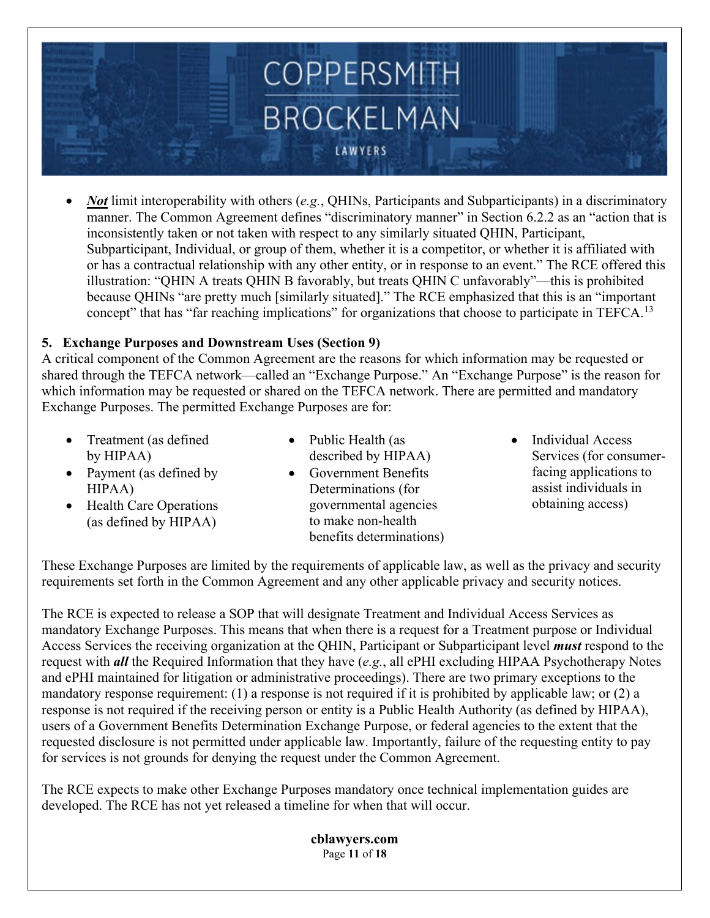- ***Not*** limit interoperability with others (*e.g.*, QHINs, Participants and Subparticipants) in a discriminatory manner. The Common Agreement defines "discriminatory manner" in Section 6.2.2 as an "action that is inconsistently taken or not taken with respect to any similarly situated QHIN, Participant, Subparticipant, Individual, or group of them, whether it is a competitor, or whether it is affiliated with or has a contractual relationship with any other entity, or in response to an event." The RCE offered this illustration: "QHIN A treats QHIN B favorably, but treats QHIN C unfavorably"—this is prohibited because QHINs "are pretty much [similarly situated]." The RCE emphasized that this is an "important concept" that has "far reaching implications" for organizations that choose to participate in TEFCA.[13]

**5. Exchange Purposes and Downstream Uses (Section 9)**

A critical component of the Common Agreement are the reasons for which information may be requested or shared through the TEFCA network—called an "Exchange Purpose." An "Exchange Purpose" is the reason for which information may be requested or shared on the TEFCA network. There are permitted and mandatory Exchange Purposes. The permitted Exchange Purposes are for:

- Treatment (as defined by HIPAA)
- Payment (as defined by HIPAA)
- Health Care Operations (as defined by HIPAA)
- Public Health (as described by HIPAA)
- Government Benefits Determinations (for governmental agencies to make non-health benefits determinations)
- Individual Access Services (for consumer-facing applications to assist individuals in obtaining access)

These Exchange Purposes are limited by the requirements of applicable law, as well as the privacy and security requirements set forth in the Common Agreement and any other applicable privacy and security notices.

The RCE is expected to release a SOP that will designate Treatment and Individual Access Services as mandatory Exchange Purposes. This means that when there is a request for a Treatment purpose or Individual Access Services the receiving organization at the QHIN, Participant or Subparticipant level ***must*** respond to the request with ***all*** the Required Information that they have (*e.g.*, all ePHI excluding HIPAA Psychotherapy Notes and ePHI maintained for litigation or administrative proceedings). There are two primary exceptions to the mandatory response requirement: (1) a response is not required if it is prohibited by applicable law; or (2) a response is not required if the receiving person or entity is a Public Health Authority (as defined by HIPAA), users of a Government Benefits Determination Exchange Purpose, or federal agencies to the extent that the requested disclosure is not permitted under applicable law. Importantly, failure of the requesting entity to pay for services is not grounds for denying the request under the Common Agreement.

The RCE expects to make other Exchange Purposes mandatory once technical implementation guides are developed. The RCE has not yet released a timeline for when that will occur.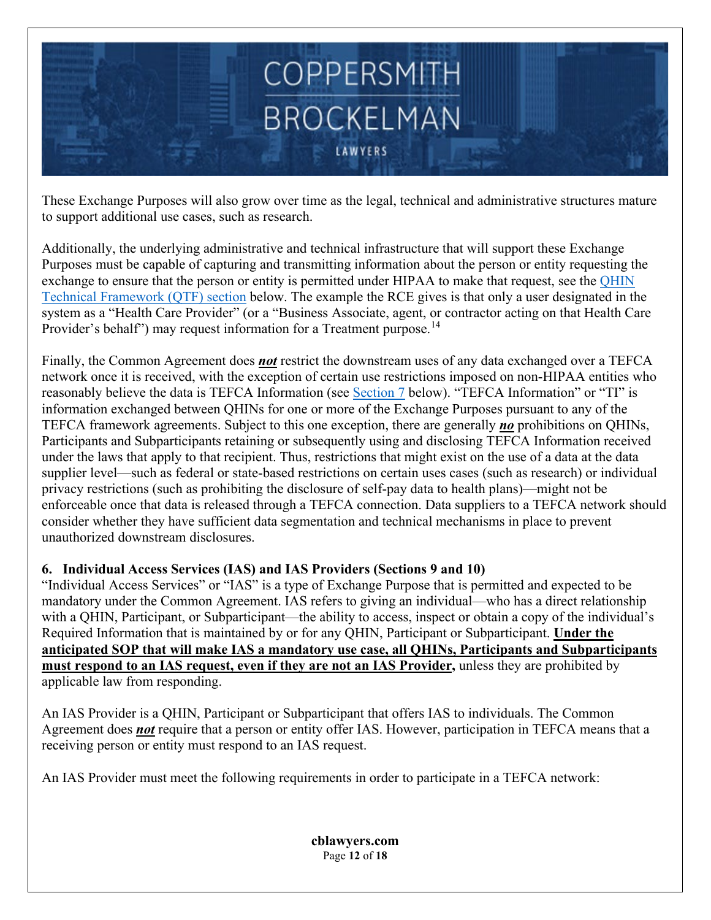These Exchange Purposes will also grow over time as the legal, technical and administrative structures mature to support additional use cases, such as research.

Additionally, the underlying administrative and technical infrastructure that will support these Exchange Purposes must be capable of capturing and transmitting information about the person or entity requesting the exchange to ensure that the person or entity is permitted under HIPAA to make that request, see the QHIN Technical Framework (QTF) section below. The example the RCE gives is that only a user designated in the system as a "Health Care Provider" (or a "Business Associate, agent, or contractor acting on that Health Care Provider's behalf") may request information for a Treatment purpose.[14]

Finally, the Common Agreement does ***not*** restrict the downstream uses of any data exchanged over a TEFCA network once it is received, with the exception of certain use restrictions imposed on non-HIPAA entities who reasonably believe the data is TEFCA Information (see Section 7 below). "TEFCA Information" or "TI" is information exchanged between QHINs for one or more of the Exchange Purposes pursuant to any of the TEFCA framework agreements. Subject to this one exception, there are generally ***no*** prohibitions on QHINs, Participants and Subparticipants retaining or subsequently using and disclosing TEFCA Information received under the laws that apply to that recipient. Thus, restrictions that might exist on the use of a data at the data supplier level—such as federal or state-based restrictions on certain uses cases (such as research) or individual privacy restrictions (such as prohibiting the disclosure of self-pay data to health plans)—might not be enforceable once that data is released through a TEFCA connection. Data suppliers to a TEFCA network should consider whether they have sufficient data segmentation and technical mechanisms in place to prevent unauthorized downstream disclosures.

## 6. Individual Access Services (IAS) and IAS Providers (Sections 9 and 10)

"Individual Access Services" or "IAS" is a type of Exchange Purpose that is permitted and expected to be mandatory under the Common Agreement. IAS refers to giving an individual—who has a direct relationship with a QHIN, Participant, or Subparticipant—the ability to access, inspect or obtain a copy of the individual's Required Information that is maintained by or for any QHIN, Participant or Subparticipant. **Under the anticipated SOP that will make IAS a mandatory use case, all QHINs, Participants and Subparticipants must respond to an IAS request, even if they are not an IAS Provider,** unless they are prohibited by applicable law from responding.

An IAS Provider is a QHIN, Participant or Subparticipant that offers IAS to individuals. The Common Agreement does ***not*** require that a person or entity offer IAS. However, participation in TEFCA means that a receiving person or entity must respond to an IAS request.

An IAS Provider must meet the following requirements in order to participate in a TEFCA network: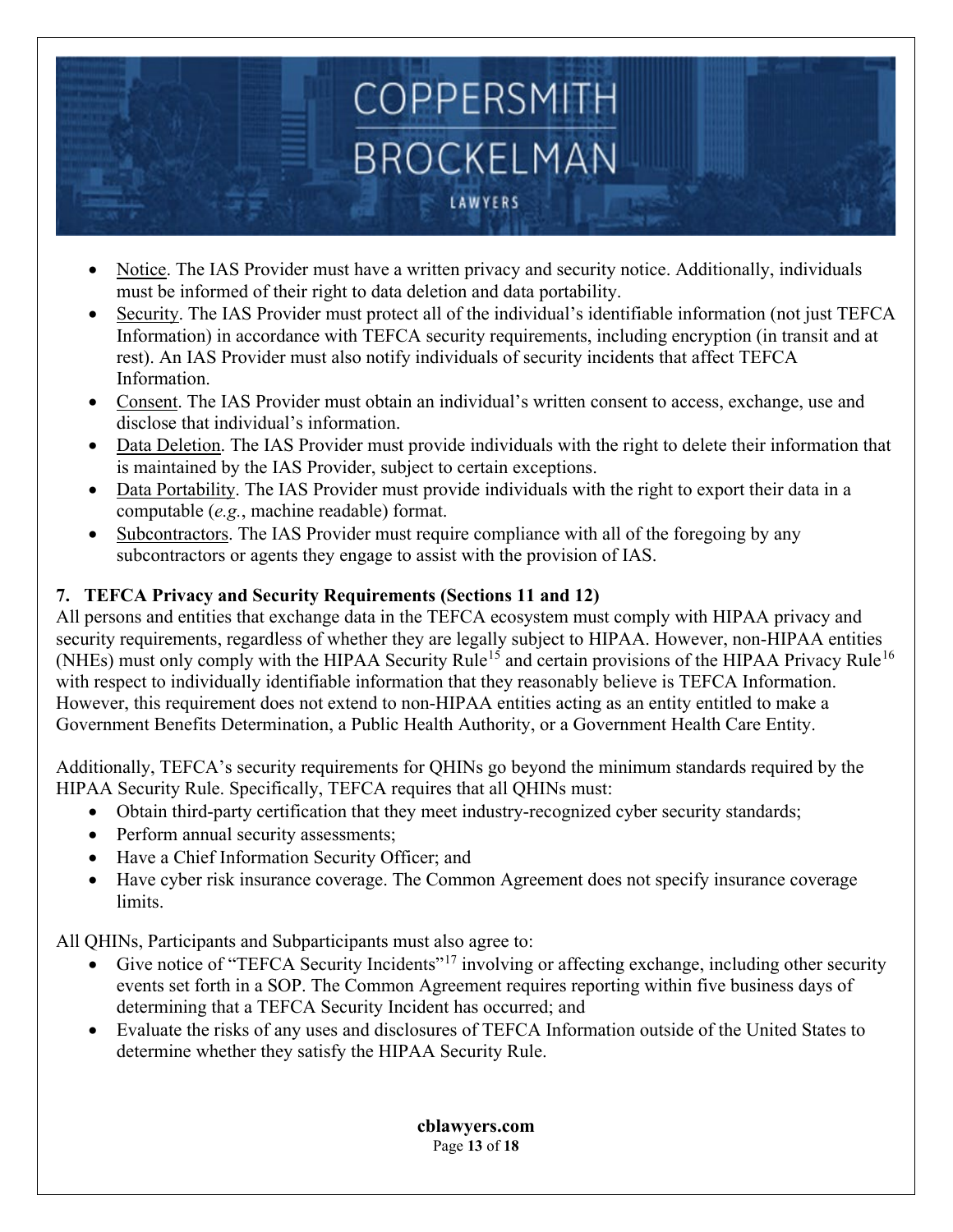- Notice. The IAS Provider must have a written privacy and security notice. Additionally, individuals must be informed of their right to data deletion and data portability.
- Security. The IAS Provider must protect all of the individual's identifiable information (not just TEFCA Information) in accordance with TEFCA security requirements, including encryption (in transit and at rest). An IAS Provider must also notify individuals of security incidents that affect TEFCA Information.
- Consent. The IAS Provider must obtain an individual's written consent to access, exchange, use and disclose that individual's information.
- Data Deletion. The IAS Provider must provide individuals with the right to delete their information that is maintained by the IAS Provider, subject to certain exceptions.
- Data Portability. The IAS Provider must provide individuals with the right to export their data in a computable (*e.g.*, machine readable) format.
- Subcontractors. The IAS Provider must require compliance with all of the foregoing by any subcontractors or agents they engage to assist with the provision of IAS.

### 7. TEFCA Privacy and Security Requirements (Sections 11 and 12)

All persons and entities that exchange data in the TEFCA ecosystem must comply with HIPAA privacy and security requirements, regardless of whether they are legally subject to HIPAA. However, non-HIPAA entities (NHEs) must only comply with the HIPAA Security Rule[15] and certain provisions of the HIPAA Privacy Rule[16] with respect to individually identifiable information that they reasonably believe is TEFCA Information. However, this requirement does not extend to non-HIPAA entities acting as an entity entitled to make a Government Benefits Determination, a Public Health Authority, or a Government Health Care Entity.

Additionally, TEFCA's security requirements for QHINs go beyond the minimum standards required by the HIPAA Security Rule. Specifically, TEFCA requires that all QHINs must:

- Obtain third-party certification that they meet industry-recognized cyber security standards;
- Perform annual security assessments;
- Have a Chief Information Security Officer; and
- Have cyber risk insurance coverage. The Common Agreement does not specify insurance coverage limits.

All QHINs, Participants and Subparticipants must also agree to:

- Give notice of "TEFCA Security Incidents"[17] involving or affecting exchange, including other security events set forth in a SOP. The Common Agreement requires reporting within five business days of determining that a TEFCA Security Incident has occurred; and
- Evaluate the risks of any uses and disclosures of TEFCA Information outside of the United States to determine whether they satisfy the HIPAA Security Rule.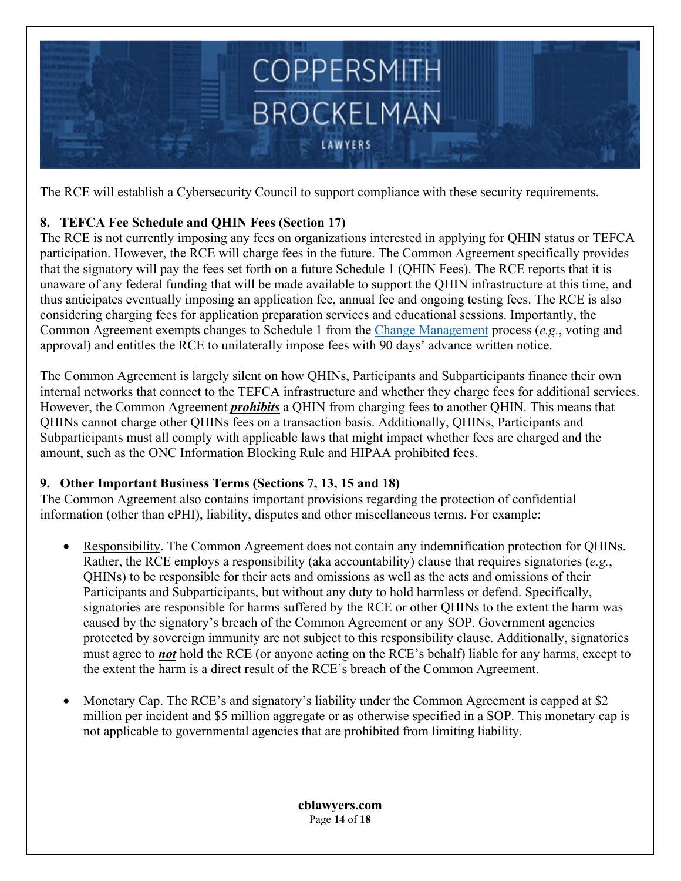The RCE will establish a Cybersecurity Council to support compliance with these security requirements.

### 8. TEFCA Fee Schedule and QHIN Fees (Section 17)

The RCE is not currently imposing any fees on organizations interested in applying for QHIN status or TEFCA participation. However, the RCE will charge fees in the future. The Common Agreement specifically provides that the signatory will pay the fees set forth on a future Schedule 1 (QHIN Fees). The RCE reports that it is unaware of any federal funding that will be made available to support the QHIN infrastructure at this time, and thus anticipates eventually imposing an application fee, annual fee and ongoing testing fees. The RCE is also considering charging fees for application preparation services and educational sessions. Importantly, the Common Agreement exempts changes to Schedule 1 from the Change Management process (*e.g.*, voting and approval) and entitles the RCE to unilaterally impose fees with 90 days' advance written notice.

The Common Agreement is largely silent on how QHINs, Participants and Subparticipants finance their own internal networks that connect to the TEFCA infrastructure and whether they charge fees for additional services. However, the Common Agreement ***prohibits*** a QHIN from charging fees to another QHIN. This means that QHINs cannot charge other QHINs fees on a transaction basis. Additionally, QHINs, Participants and Subparticipants must all comply with applicable laws that might impact whether fees are charged and the amount, such as the ONC Information Blocking Rule and HIPAA prohibited fees.

### 9. Other Important Business Terms (Sections 7, 13, 15 and 18)

The Common Agreement also contains important provisions regarding the protection of confidential information (other than ePHI), liability, disputes and other miscellaneous terms. For example:

- Responsibility. The Common Agreement does not contain any indemnification protection for QHINs. Rather, the RCE employs a responsibility (aka accountability) clause that requires signatories (*e.g.*, QHINs) to be responsible for their acts and omissions as well as the acts and omissions of their Participants and Subparticipants, but without any duty to hold harmless or defend. Specifically, signatories are responsible for harms suffered by the RCE or other QHINs to the extent the harm was caused by the signatory's breach of the Common Agreement or any SOP. Government agencies protected by sovereign immunity are not subject to this responsibility clause. Additionally, signatories must agree to ***not*** hold the RCE (or anyone acting on the RCE's behalf) liable for any harms, except to the extent the harm is a direct result of the RCE's breach of the Common Agreement.

- Monetary Cap. The RCE's and signatory's liability under the Common Agreement is capped at $2 million per incident and $5 million aggregate or as otherwise specified in a SOP. This monetary cap is not applicable to governmental agencies that are prohibited from limiting liability.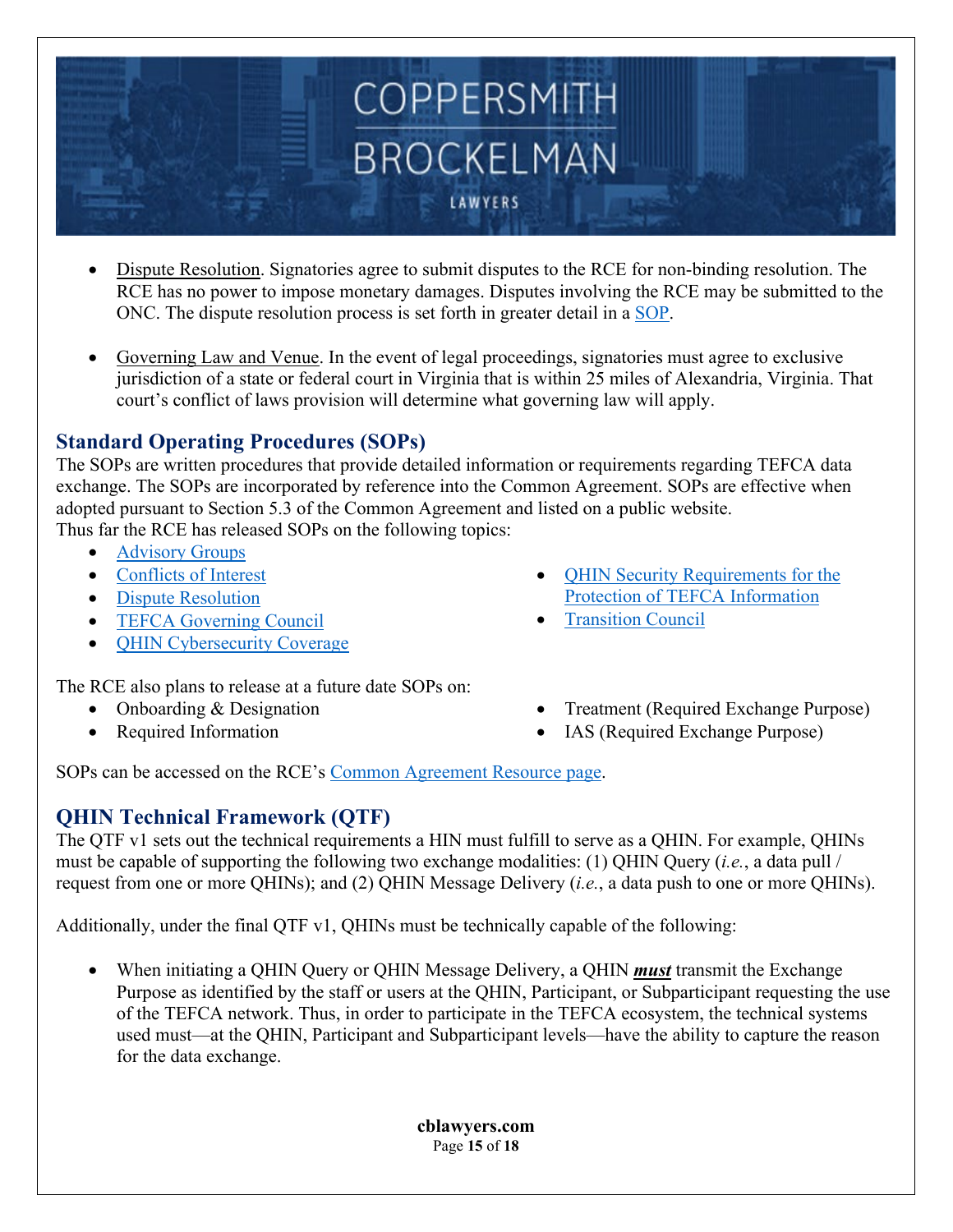- Dispute Resolution. Signatories agree to submit disputes to the RCE for non-binding resolution. The RCE has no power to impose monetary damages. Disputes involving the RCE may be submitted to the ONC. The dispute resolution process is set forth in greater detail in a SOP.

- Governing Law and Venue. In the event of legal proceedings, signatories must agree to exclusive jurisdiction of a state or federal court in Virginia that is within 25 miles of Alexandria, Virginia. That court's conflict of laws provision will determine what governing law will apply.

## Standard Operating Procedures (SOPs)

The SOPs are written procedures that provide detailed information or requirements regarding TEFCA data exchange. The SOPs are incorporated by reference into the Common Agreement. SOPs are effective when adopted pursuant to Section 5.3 of the Common Agreement and listed on a public website.
Thus far the RCE has released SOPs on the following topics:

- Advisory Groups
- Conflicts of Interest
- Dispute Resolution
- TEFCA Governing Council
- QHIN Cybersecurity Coverage
- QHIN Security Requirements for the Protection of TEFCA Information
- Transition Council

The RCE also plans to release at a future date SOPs on:

- Onboarding & Designation
- Required Information
- Treatment (Required Exchange Purpose)
- IAS (Required Exchange Purpose)

SOPs can be accessed on the RCE's Common Agreement Resource page.

## QHIN Technical Framework (QTF)

The QTF v1 sets out the technical requirements a HIN must fulfill to serve as a QHIN. For example, QHINs must be capable of supporting the following two exchange modalities: (1) QHIN Query (*i.e.*, a data pull / request from one or more QHINs); and (2) QHIN Message Delivery (*i.e.*, a data push to one or more QHINs).

Additionally, under the final QTF v1, QHINs must be technically capable of the following:

- When initiating a QHIN Query or QHIN Message Delivery, a QHIN ***must*** transmit the Exchange Purpose as identified by the staff or users at the QHIN, Participant, or Subparticipant requesting the use of the TEFCA network. Thus, in order to participate in the TEFCA ecosystem, the technical systems used must—at the QHIN, Participant and Subparticipant levels—have the ability to capture the reason for the data exchange.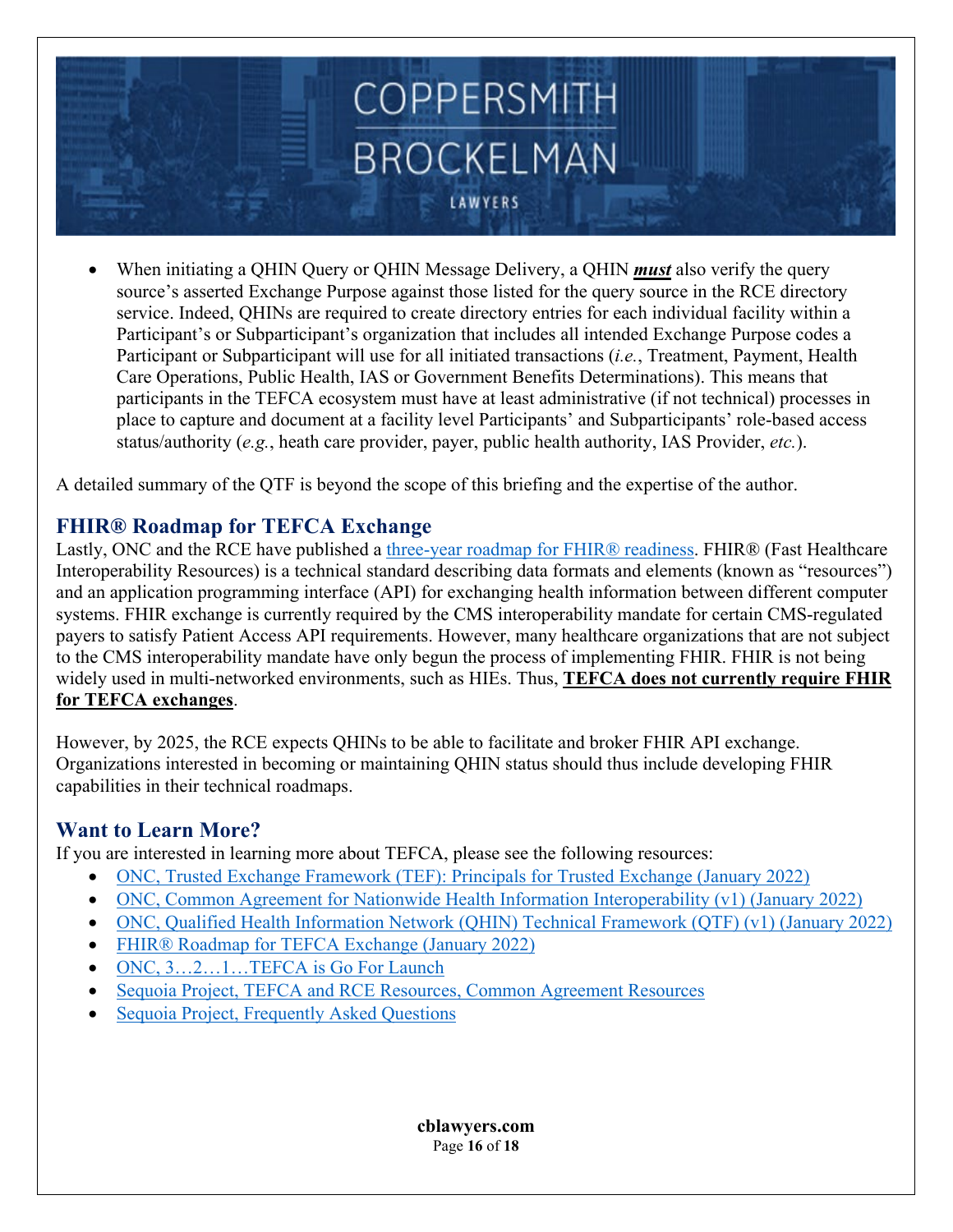- When initiating a QHIN Query or QHIN Message Delivery, a QHIN ***must*** also verify the query source's asserted Exchange Purpose against those listed for the query source in the RCE directory service. Indeed, QHINs are required to create directory entries for each individual facility within a Participant's or Subparticipant's organization that includes all intended Exchange Purpose codes a Participant or Subparticipant will use for all initiated transactions (*i.e.*, Treatment, Payment, Health Care Operations, Public Health, IAS or Government Benefits Determinations). This means that participants in the TEFCA ecosystem must have at least administrative (if not technical) processes in place to capture and document at a facility level Participants' and Subparticipants' role-based access status/authority (*e.g.*, heath care provider, payer, public health authority, IAS Provider, *etc.*).

A detailed summary of the QTF is beyond the scope of this briefing and the expertise of the author.

## FHIR® Roadmap for TEFCA Exchange

Lastly, ONC and the RCE have published a three-year roadmap for FHIR® readiness. FHIR® (Fast Healthcare Interoperability Resources) is a technical standard describing data formats and elements (known as "resources") and an application programming interface (API) for exchanging health information between different computer systems. FHIR exchange is currently required by the CMS interoperability mandate for certain CMS-regulated payers to satisfy Patient Access API requirements. However, many healthcare organizations that are not subject to the CMS interoperability mandate have only begun the process of implementing FHIR. FHIR is not being widely used in multi-networked environments, such as HIEs. Thus, **TEFCA does not currently require FHIR for TEFCA exchanges**.

However, by 2025, the RCE expects QHINs to be able to facilitate and broker FHIR API exchange. Organizations interested in becoming or maintaining QHIN status should thus include developing FHIR capabilities in their technical roadmaps.

## Want to Learn More?

If you are interested in learning more about TEFCA, please see the following resources:

- ONC, Trusted Exchange Framework (TEF): Principals for Trusted Exchange (January 2022)
- ONC, Common Agreement for Nationwide Health Information Interoperability (v1) (January 2022)
- ONC, Qualified Health Information Network (QHIN) Technical Framework (QTF) (v1) (January 2022)
- FHIR® Roadmap for TEFCA Exchange (January 2022)
- ONC, 3…2…1…TEFCA is Go For Launch
- Sequoia Project, TEFCA and RCE Resources, Common Agreement Resources
- Sequoia Project, Frequently Asked Questions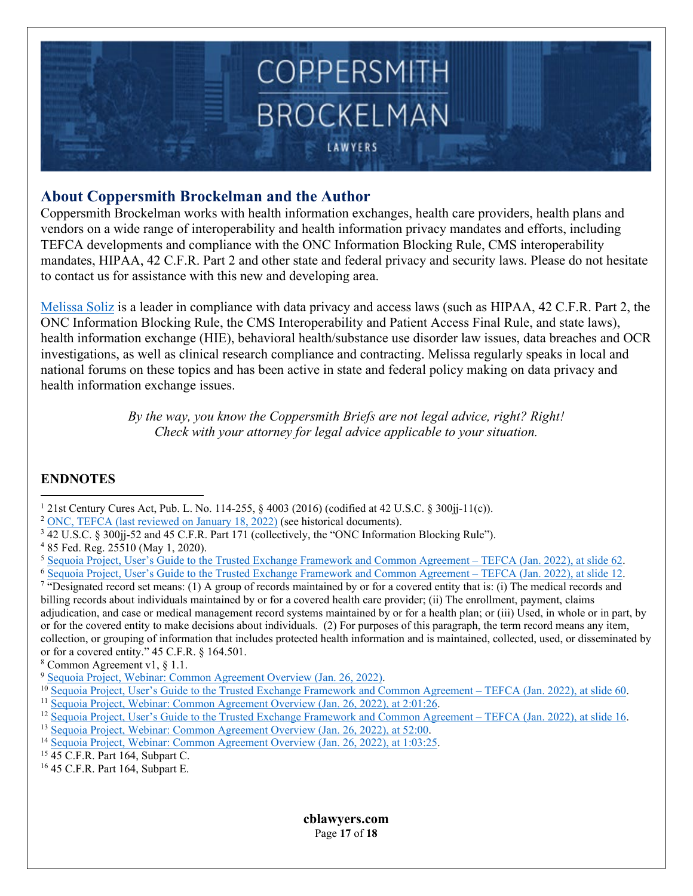## About Coppersmith Brockelman and the Author

Coppersmith Brockelman works with health information exchanges, health care providers, health plans and vendors on a wide range of interoperability and health information privacy mandates and efforts, including TEFCA developments and compliance with the ONC Information Blocking Rule, CMS interoperability mandates, HIPAA, 42 C.F.R. Part 2 and other state and federal privacy and security laws. Please do not hesitate to contact us for assistance with this new and developing area.

Melissa Soliz is a leader in compliance with data privacy and access laws (such as HIPAA, 42 C.F.R. Part 2, the ONC Information Blocking Rule, the CMS Interoperability and Patient Access Final Rule, and state laws), health information exchange (HIE), behavioral health/substance use disorder law issues, data breaches and OCR investigations, as well as clinical research compliance and contracting. Melissa regularly speaks in local and national forums on these topics and has been active in state and federal policy making on data privacy and health information exchange issues.

*By the way, you know the Coppersmith Briefs are not legal advice, right? Right! Check with your attorney for legal advice applicable to your situation.*

### ENDNOTES

[1] 21st Century Cures Act, Pub. L. No. 114-255, § 4003 (2016) (codified at 42 U.S.C. § 300jj-11(c)).

[2] ONC, TEFCA (last reviewed on January 18, 2022) (see historical documents).

[3] 42 U.S.C. § 300jj-52 and 45 C.F.R. Part 171 (collectively, the "ONC Information Blocking Rule").

[4] 85 Fed. Reg. 25510 (May 1, 2020).

[5] Sequoia Project, User's Guide to the Trusted Exchange Framework and Common Agreement – TEFCA (Jan. 2022), at slide 62.

[6] Sequoia Project, User's Guide to the Trusted Exchange Framework and Common Agreement – TEFCA (Jan. 2022), at slide 12.

[7] "Designated record set means: (1) A group of records maintained by or for a covered entity that is: (i) The medical records and billing records about individuals maintained by or for a covered health care provider; (ii) The enrollment, payment, claims adjudication, and case or medical management record systems maintained by or for a health plan; or (iii) Used, in whole or in part, by or for the covered entity to make decisions about individuals. (2) For purposes of this paragraph, the term record means any item, collection, or grouping of information that includes protected health information and is maintained, collected, used, or disseminated by or for a covered entity." 45 C.F.R. § 164.501.

[8] Common Agreement v1, § 1.1.

[9] Sequoia Project, Webinar: Common Agreement Overview (Jan. 26, 2022).

[10] Sequoia Project, User's Guide to the Trusted Exchange Framework and Common Agreement – TEFCA (Jan. 2022), at slide 60.

[11] Sequoia Project, Webinar: Common Agreement Overview (Jan. 26, 2022), at 2:01:26.

[12] Sequoia Project, User's Guide to the Trusted Exchange Framework and Common Agreement – TEFCA (Jan. 2022), at slide 16.

[13] Sequoia Project, Webinar: Common Agreement Overview (Jan. 26, 2022), at 52:00.

[14] Sequoia Project, Webinar: Common Agreement Overview (Jan. 26, 2022), at 1:03:25.

[15] 45 C.F.R. Part 164, Subpart C.

[16] 45 C.F.R. Part 164, Subpart E.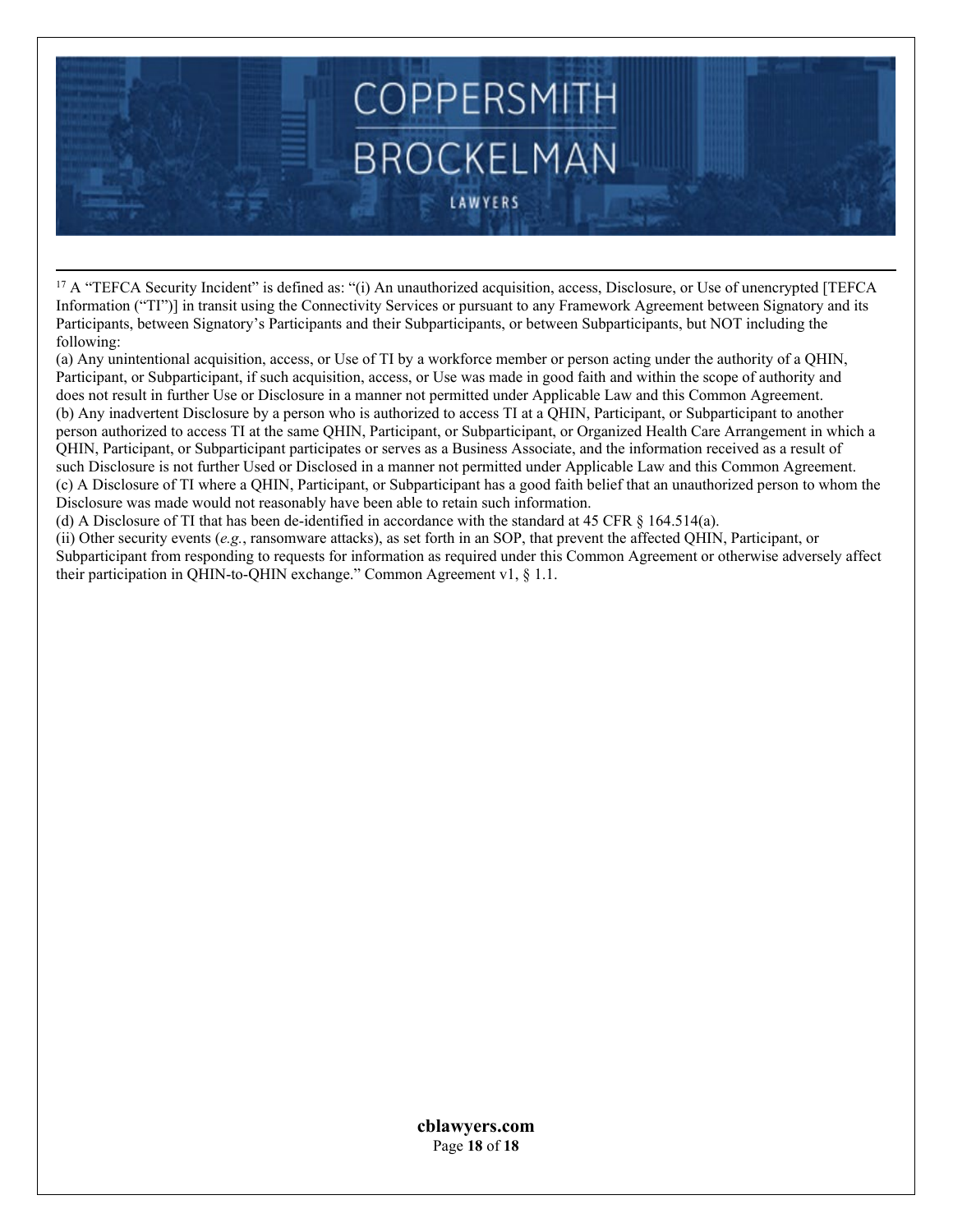[17] A "TEFCA Security Incident" is defined as: "(i) An unauthorized acquisition, access, Disclosure, or Use of unencrypted [TEFCA Information ("TI")] in transit using the Connectivity Services or pursuant to any Framework Agreement between Signatory and its Participants, between Signatory's Participants and their Subparticipants, or between Subparticipants, but NOT including the following:

(a) Any unintentional acquisition, access, or Use of TI by a workforce member or person acting under the authority of a QHIN, Participant, or Subparticipant, if such acquisition, access, or Use was made in good faith and within the scope of authority and does not result in further Use or Disclosure in a manner not permitted under Applicable Law and this Common Agreement.

(b) Any inadvertent Disclosure by a person who is authorized to access TI at a QHIN, Participant, or Subparticipant to another person authorized to access TI at the same QHIN, Participant, or Subparticipant, or Organized Health Care Arrangement in which a QHIN, Participant, or Subparticipant participates or serves as a Business Associate, and the information received as a result of such Disclosure is not further Used or Disclosed in a manner not permitted under Applicable Law and this Common Agreement.

(c) A Disclosure of TI where a QHIN, Participant, or Subparticipant has a good faith belief that an unauthorized person to whom the Disclosure was made would not reasonably have been able to retain such information.

(d) A Disclosure of TI that has been de-identified in accordance with the standard at 45 CFR § 164.514(a).

(ii) Other security events (*e.g.*, ransomware attacks), as set forth in an SOP, that prevent the affected QHIN, Participant, or Subparticipant from responding to requests for information as required under this Common Agreement or otherwise adversely affect their participation in QHIN-to-QHIN exchange." Common Agreement v1, § 1.1.